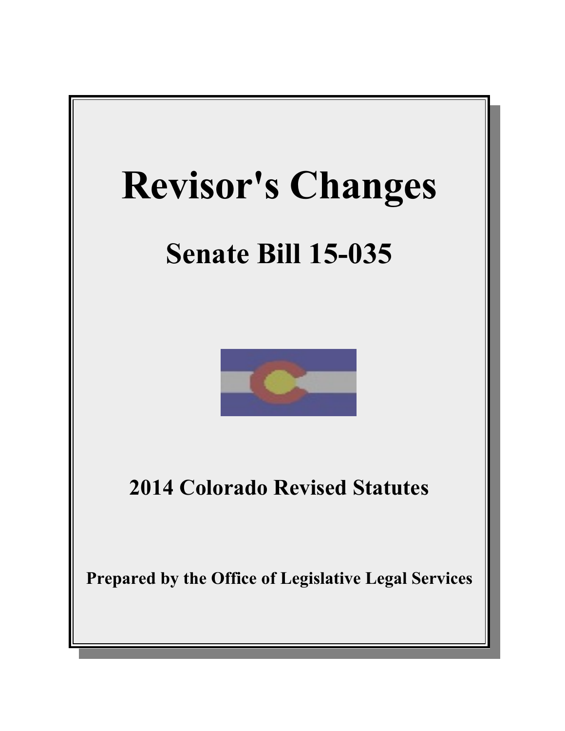# Revisor's Changes

## Senate Bill 15-035

**2014 Colorado Revised Statutes**

**Prepared by the Office of Legislative Legal Services**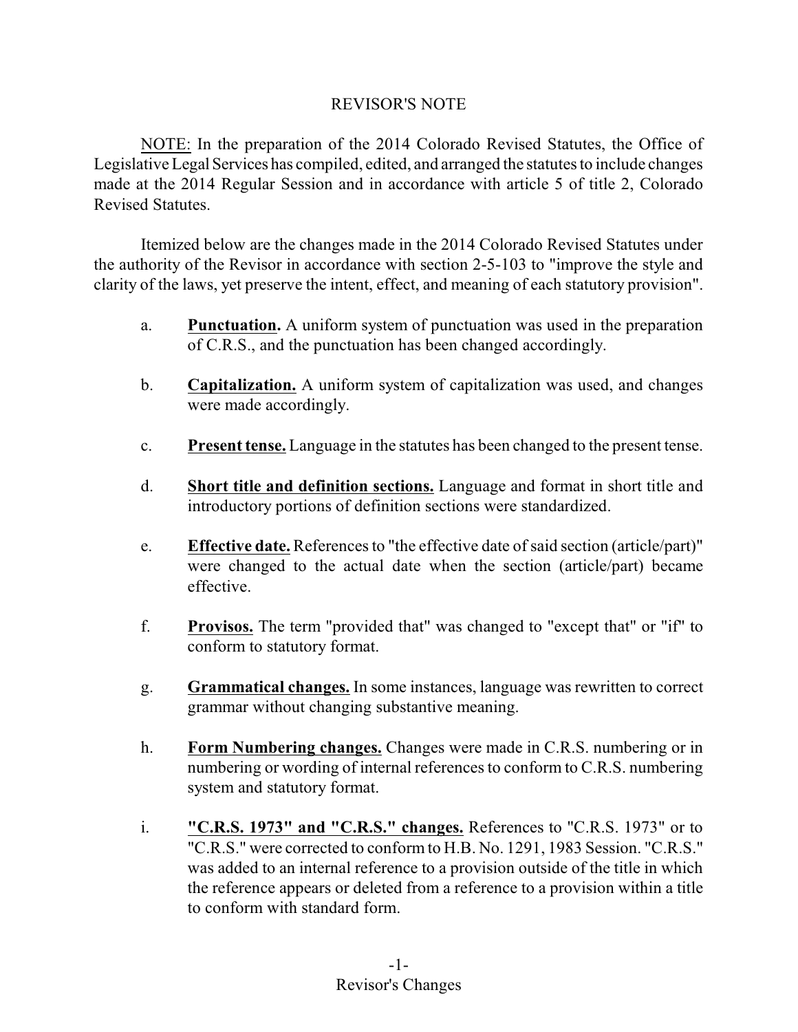# REVISOR'S NOTE

NOTE: In the preparation of the 2014 Colorado Revised Statutes, the Office of Legislative Legal Services has compiled, edited, and arranged the statutes to include changes made at the 2014 Regular Session and in accordance with article 5 of title 2, Colorado Revised Statutes.

Itemized below are the changes made in the 2014 Colorado Revised Statutes under the authority of the Revisor in accordance with section 2-5-103 to "improve the style and clarity of the laws, yet preserve the intent, effect, and meaning of each statutory provision".

a. **Punctuation.** A uniform system of punctuation was used in the preparation of C.R.S., and the punctuation has been changed accordingly.

b. **Capitalization.** A uniform system of capitalization was used, and changes were made accordingly.

c. **Present tense.** Language in the statutes has been changed to the present tense.

d. **Short title and definition sections.** Language and format in short title and introductory portions of definition sections were standardized.

e. **Effective date.** References to "the effective date of said section (article/part)" were changed to the actual date when the section (article/part) became effective.

f. **Provisos.** The term "provided that" was changed to "except that" or "if" to conform to statutory format.

g. **Grammatical changes.** In some instances, language was rewritten to correct grammar without changing substantive meaning.

h. **Form Numbering changes.** Changes were made in C.R.S. numbering or in numbering or wording of internal references to conform to C.R.S. numbering system and statutory format.

i. **"C.R.S. 1973" and "C.R.S." changes.** References to "C.R.S. 1973" or to "C.R.S." were corrected to conform to H.B. No. 1291, 1983 Session. "C.R.S." was added to an internal reference to a provision outside of the title in which the reference appears or deleted from a reference to a provision within a title to conform with standard form.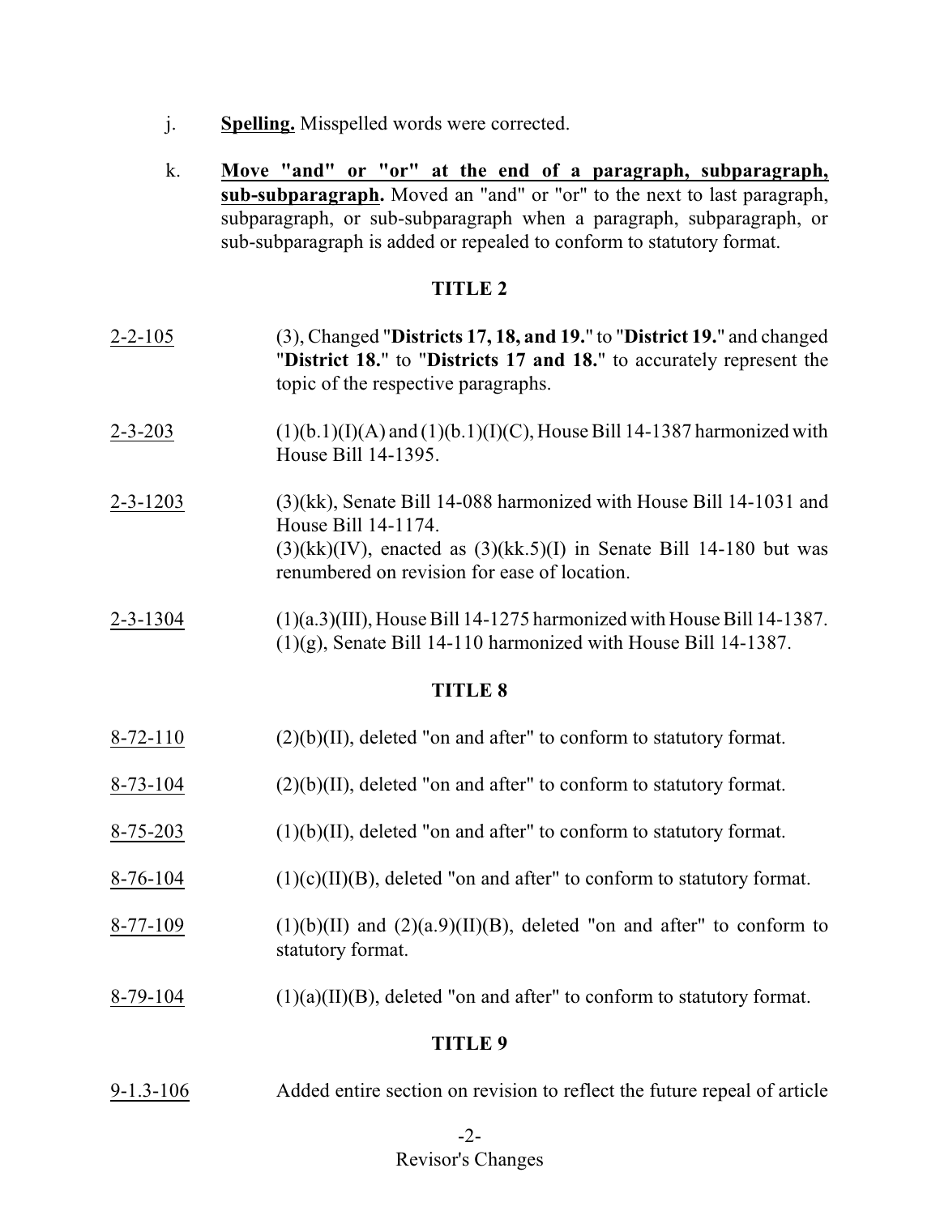j. **Spelling.** Misspelled words were corrected.

k. **Move "and" or "or" at the end of a paragraph, subparagraph, sub-subparagraph.** Moved an "and" or "or" to the next to last paragraph, subparagraph, or sub-subparagraph when a paragraph, subparagraph, or sub-subparagraph is added or repealed to conform to statutory format.

### TITLE 2

2-2-105 — (3), Changed "**Districts 17, 18, and 19.**" to "**District 19.**" and changed "**District 18.**" to "**Districts 17 and 18.**" to accurately represent the topic of the respective paragraphs.

2-3-203 — (1)(b.1)(I)(A) and (1)(b.1)(I)(C), House Bill 14-1387 harmonized with House Bill 14-1395.

2-3-1203 — (3)(kk), Senate Bill 14-088 harmonized with House Bill 14-1031 and House Bill 14-1174.
(3)(kk)(IV), enacted as (3)(kk.5)(I) in Senate Bill 14-180 but was renumbered on revision for ease of location.

2-3-1304 — (1)(a.3)(III), House Bill 14-1275 harmonized with House Bill 14-1387.
(1)(g), Senate Bill 14-110 harmonized with House Bill 14-1387.

### TITLE 8

8-72-110 — (2)(b)(II), deleted "on and after" to conform to statutory format.

8-73-104 — (2)(b)(II), deleted "on and after" to conform to statutory format.

8-75-203 — (1)(b)(II), deleted "on and after" to conform to statutory format.

8-76-104 — (1)(c)(II)(B), deleted "on and after" to conform to statutory format.

8-77-109 — (1)(b)(II) and (2)(a.9)(II)(B), deleted "on and after" to conform to statutory format.

8-79-104 — (1)(a)(II)(B), deleted "on and after" to conform to statutory format.

### TITLE 9

9-1.3-106 — Added entire section on revision to reflect the future repeal of article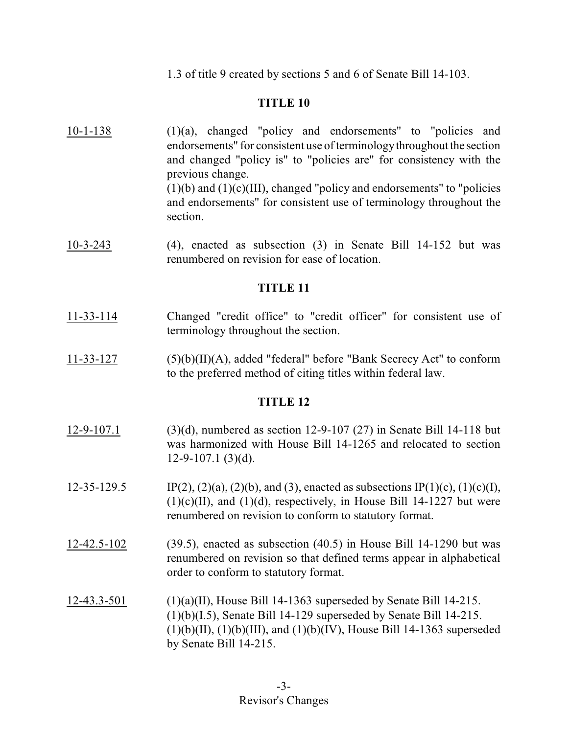1.3 of title 9 created by sections 5 and 6 of Senate Bill 14-103.

## TITLE 10

10-1-138 (1)(a), changed "policy and endorsements" to "policies and endorsements" for consistent use of terminology throughout the section and changed "policy is" to "policies are" for consistency with the previous change.
(1)(b) and (1)(c)(III), changed "policy and endorsements" to "policies and endorsements" for consistent use of terminology throughout the section.

10-3-243 (4), enacted as subsection (3) in Senate Bill 14-152 but was renumbered on revision for ease of location.

## TITLE 11

11-33-114 Changed "credit office" to "credit officer" for consistent use of terminology throughout the section.

11-33-127 (5)(b)(II)(A), added "federal" before "Bank Secrecy Act" to conform to the preferred method of citing titles within federal law.

## TITLE 12

12-9-107.1 (3)(d), numbered as section 12-9-107 (27) in Senate Bill 14-118 but was harmonized with House Bill 14-1265 and relocated to section 12-9-107.1 (3)(d).

12-35-129.5 IP(2), (2)(a), (2)(b), and (3), enacted as subsections IP(1)(c), (1)(c)(I), (1)(c)(II), and (1)(d), respectively, in House Bill 14-1227 but were renumbered on revision to conform to statutory format.

12-42.5-102 (39.5), enacted as subsection (40.5) in House Bill 14-1290 but was renumbered on revision so that defined terms appear in alphabetical order to conform to statutory format.

12-43.3-501 (1)(a)(II), House Bill 14-1363 superseded by Senate Bill 14-215.
(1)(b)(I.5), Senate Bill 14-129 superseded by Senate Bill 14-215.
(1)(b)(II), (1)(b)(III), and (1)(b)(IV), House Bill 14-1363 superseded by Senate Bill 14-215.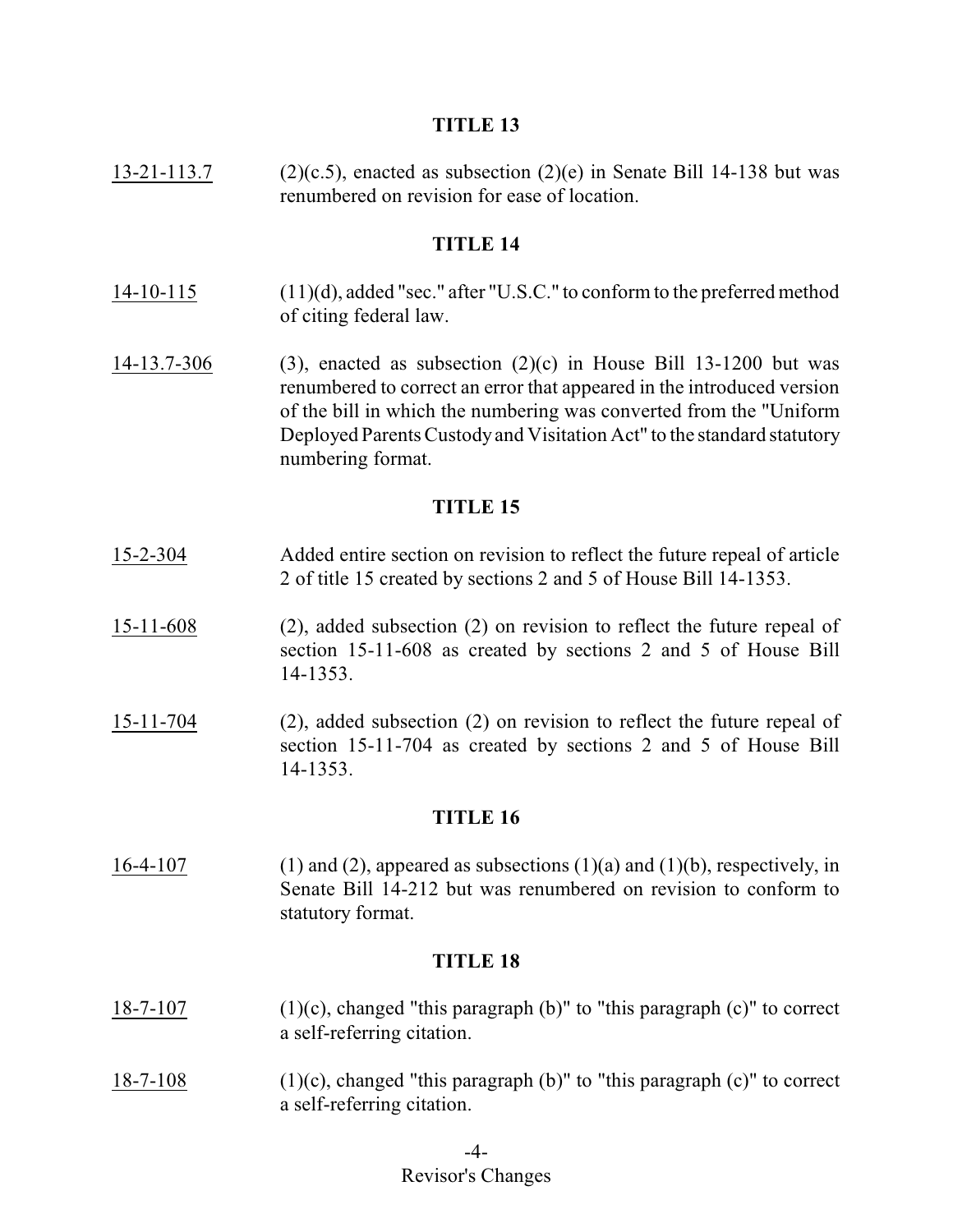## TITLE 13

13-21-113.7 (2)(c.5), enacted as subsection (2)(e) in Senate Bill 14-138 but was renumbered on revision for ease of location.

## TITLE 14

14-10-115 (11)(d), added "sec." after "U.S.C." to conform to the preferred method of citing federal law.

14-13.7-306 (3), enacted as subsection (2)(c) in House Bill 13-1200 but was renumbered to correct an error that appeared in the introduced version of the bill in which the numbering was converted from the "Uniform Deployed Parents Custody and Visitation Act" to the standard statutory numbering format.

## TITLE 15

15-2-304 Added entire section on revision to reflect the future repeal of article 2 of title 15 created by sections 2 and 5 of House Bill 14-1353.

15-11-608 (2), added subsection (2) on revision to reflect the future repeal of section 15-11-608 as created by sections 2 and 5 of House Bill 14-1353.

15-11-704 (2), added subsection (2) on revision to reflect the future repeal of section 15-11-704 as created by sections 2 and 5 of House Bill 14-1353.

## TITLE 16

16-4-107 (1) and (2), appeared as subsections (1)(a) and (1)(b), respectively, in Senate Bill 14-212 but was renumbered on revision to conform to statutory format.

## TITLE 18

18-7-107 (1)(c), changed "this paragraph (b)" to "this paragraph (c)" to correct a self-referring citation.

18-7-108 (1)(c), changed "this paragraph (b)" to "this paragraph (c)" to correct a self-referring citation.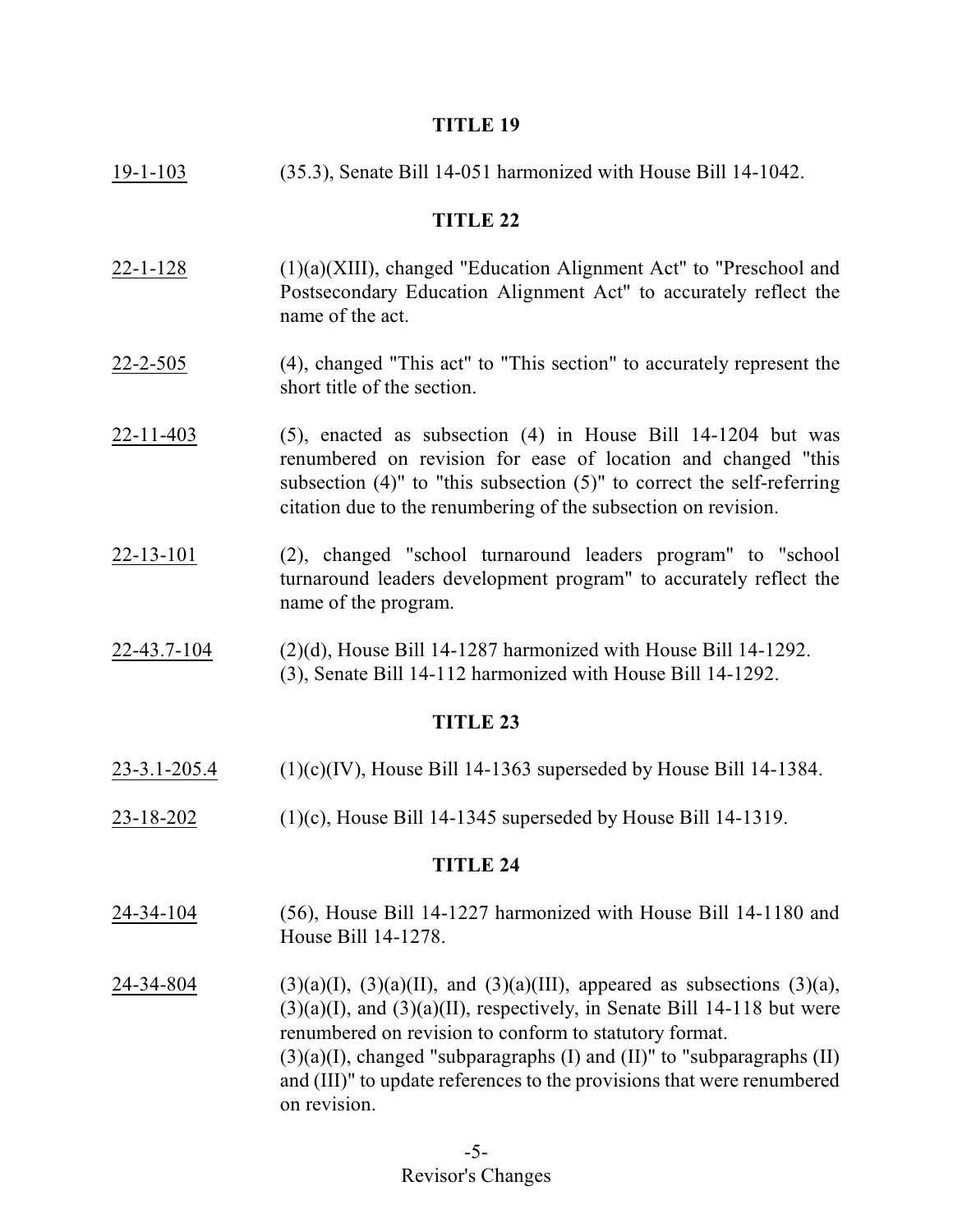## TITLE 19

19-1-103 (35.3), Senate Bill 14-051 harmonized with House Bill 14-1042.

## TITLE 22

22-1-128 (1)(a)(XIII), changed "Education Alignment Act" to "Preschool and Postsecondary Education Alignment Act" to accurately reflect the name of the act.

22-2-505 (4), changed "This act" to "This section" to accurately represent the short title of the section.

22-11-403 (5), enacted as subsection (4) in House Bill 14-1204 but was renumbered on revision for ease of location and changed "this subsection (4)" to "this subsection (5)" to correct the self-referring citation due to the renumbering of the subsection on revision.

22-13-101 (2), changed "school turnaround leaders program" to "school turnaround leaders development program" to accurately reflect the name of the program.

22-43.7-104 (2)(d), House Bill 14-1287 harmonized with House Bill 14-1292.
(3), Senate Bill 14-112 harmonized with House Bill 14-1292.

## TITLE 23

23-3.1-205.4 (1)(c)(IV), House Bill 14-1363 superseded by House Bill 14-1384.

23-18-202 (1)(c), House Bill 14-1345 superseded by House Bill 14-1319.

## TITLE 24

24-34-104 (56), House Bill 14-1227 harmonized with House Bill 14-1180 and House Bill 14-1278.

24-34-804 (3)(a)(I), (3)(a)(II), and (3)(a)(III), appeared as subsections (3)(a), (3)(a)(I), and (3)(a)(II), respectively, in Senate Bill 14-118 but were renumbered on revision to conform to statutory format.
(3)(a)(I), changed "subparagraphs (I) and (II)" to "subparagraphs (II) and (III)" to update references to the provisions that were renumbered on revision.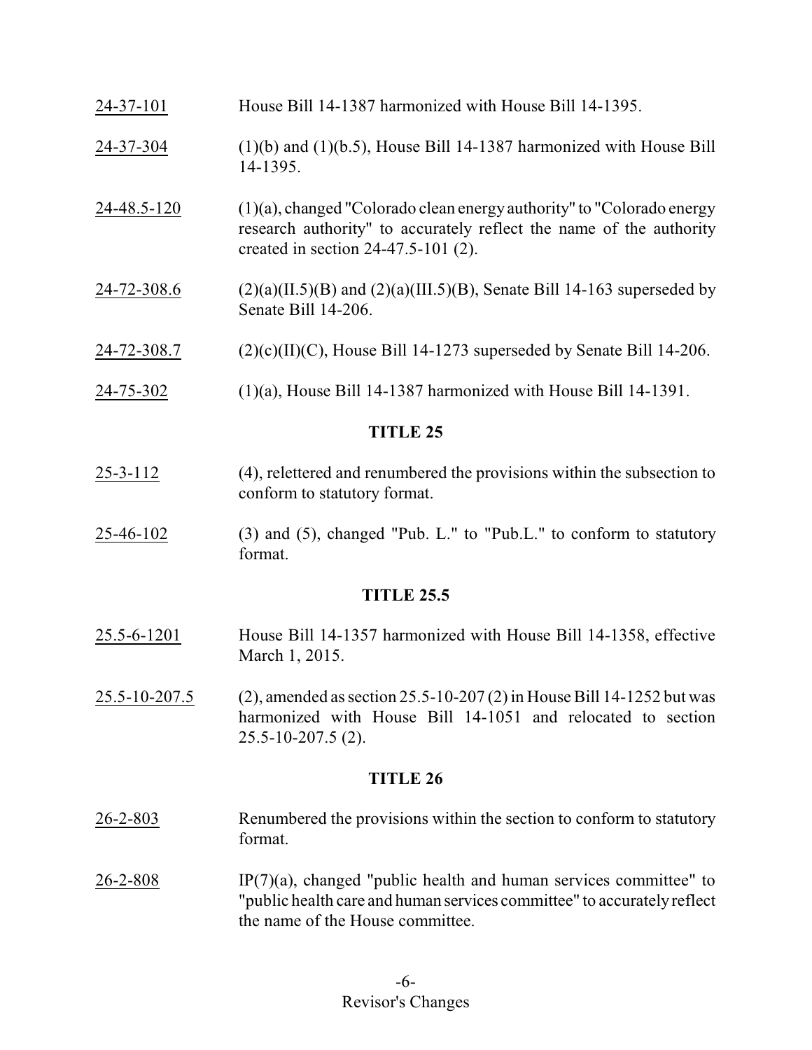24-37-101 House Bill 14-1387 harmonized with House Bill 14-1395.

24-37-304 (1)(b) and (1)(b.5), House Bill 14-1387 harmonized with House Bill 14-1395.

24-48.5-120 (1)(a), changed "Colorado clean energy authority" to "Colorado energy research authority" to accurately reflect the name of the authority created in section 24-47.5-101 (2).

24-72-308.6 (2)(a)(II.5)(B) and (2)(a)(III.5)(B), Senate Bill 14-163 superseded by Senate Bill 14-206.

24-72-308.7 (2)(c)(II)(C), House Bill 14-1273 superseded by Senate Bill 14-206.

24-75-302 (1)(a), House Bill 14-1387 harmonized with House Bill 14-1391.

## TITLE 25

25-3-112 (4), relettered and renumbered the provisions within the subsection to conform to statutory format.

25-46-102 (3) and (5), changed "Pub. L." to "Pub.L." to conform to statutory format.

## TITLE 25.5

25.5-6-1201 House Bill 14-1357 harmonized with House Bill 14-1358, effective March 1, 2015.

25.5-10-207.5 (2), amended as section 25.5-10-207 (2) in House Bill 14-1252 but was harmonized with House Bill 14-1051 and relocated to section 25.5-10-207.5 (2).

## TITLE 26

26-2-803 Renumbered the provisions within the section to conform to statutory format.

26-2-808 IP(7)(a), changed "public health and human services committee" to "public health care and human services committee" to accurately reflect the name of the House committee.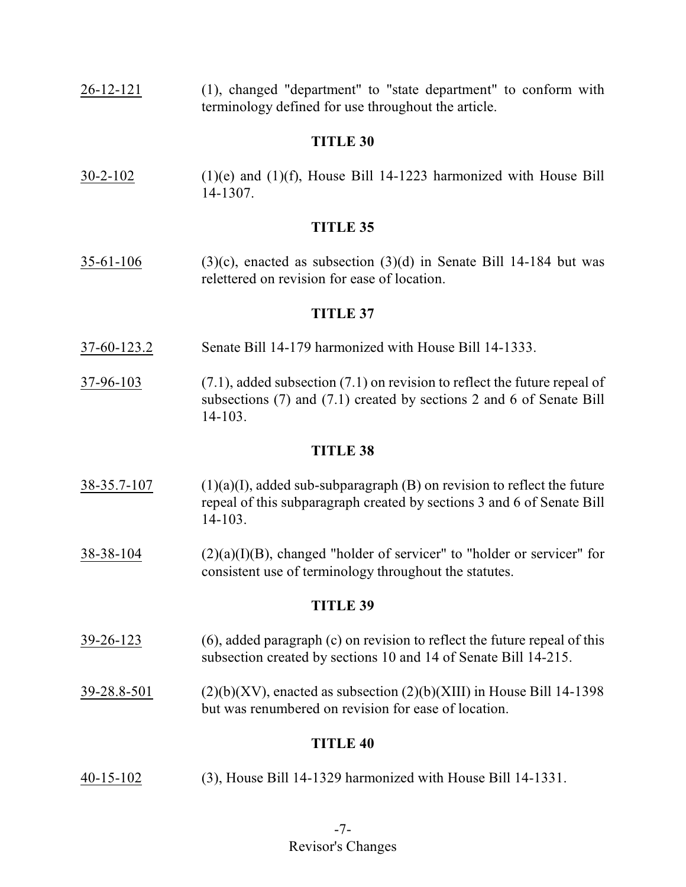26-12-121 (1), changed "department" to "state department" to conform with terminology defined for use throughout the article.

**TITLE 30**

30-2-102 (1)(e) and (1)(f), House Bill 14-1223 harmonized with House Bill 14-1307.

**TITLE 35**

35-61-106 (3)(c), enacted as subsection (3)(d) in Senate Bill 14-184 but was relettered on revision for ease of location.

**TITLE 37**

37-60-123.2 Senate Bill 14-179 harmonized with House Bill 14-1333.

37-96-103 (7.1), added subsection (7.1) on revision to reflect the future repeal of subsections (7) and (7.1) created by sections 2 and 6 of Senate Bill 14-103.

**TITLE 38**

38-35.7-107 (1)(a)(I), added sub-subparagraph (B) on revision to reflect the future repeal of this subparagraph created by sections 3 and 6 of Senate Bill 14-103.

38-38-104 (2)(a)(I)(B), changed "holder of servicer" to "holder or servicer" for consistent use of terminology throughout the statutes.

**TITLE 39**

39-26-123 (6), added paragraph (c) on revision to reflect the future repeal of this subsection created by sections 10 and 14 of Senate Bill 14-215.

39-28.8-501 (2)(b)(XV), enacted as subsection (2)(b)(XIII) in House Bill 14-1398 but was renumbered on revision for ease of location.

**TITLE 40**

40-15-102 (3), House Bill 14-1329 harmonized with House Bill 14-1331.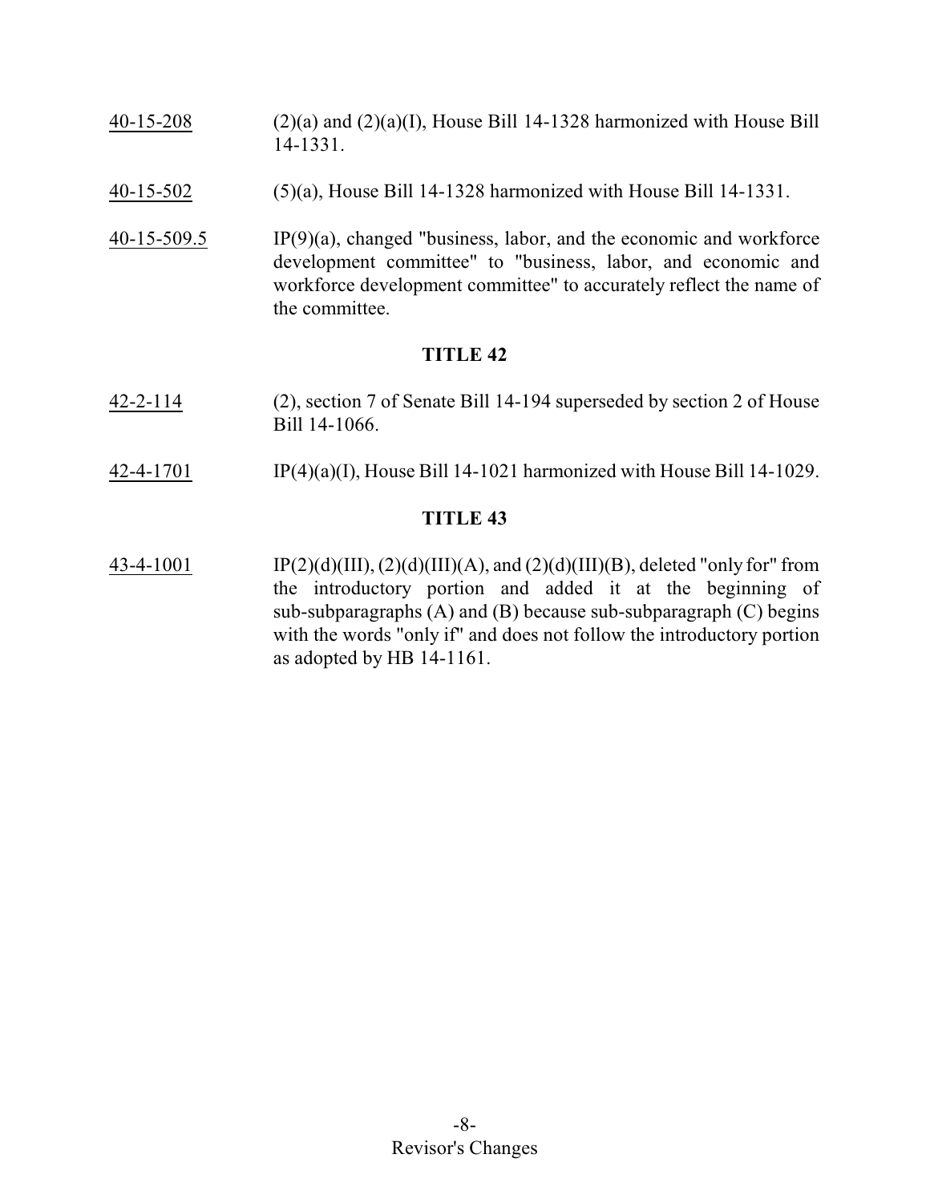40-15-208 (2)(a) and (2)(a)(I), House Bill 14-1328 harmonized with House Bill 14-1331.

40-15-502 (5)(a), House Bill 14-1328 harmonized with House Bill 14-1331.

40-15-509.5 IP(9)(a), changed "business, labor, and the economic and workforce development committee" to "business, labor, and economic and workforce development committee" to accurately reflect the name of the committee.

## TITLE 42

42-2-114 (2), section 7 of Senate Bill 14-194 superseded by section 2 of House Bill 14-1066.

42-4-1701 IP(4)(a)(I), House Bill 14-1021 harmonized with House Bill 14-1029.

## TITLE 43

43-4-1001 IP(2)(d)(III), (2)(d)(III)(A), and (2)(d)(III)(B), deleted "only for" from the introductory portion and added it at the beginning of sub-subparagraphs (A) and (B) because sub-subparagraph (C) begins with the words "only if" and does not follow the introductory portion as adopted by HB 14-1161.